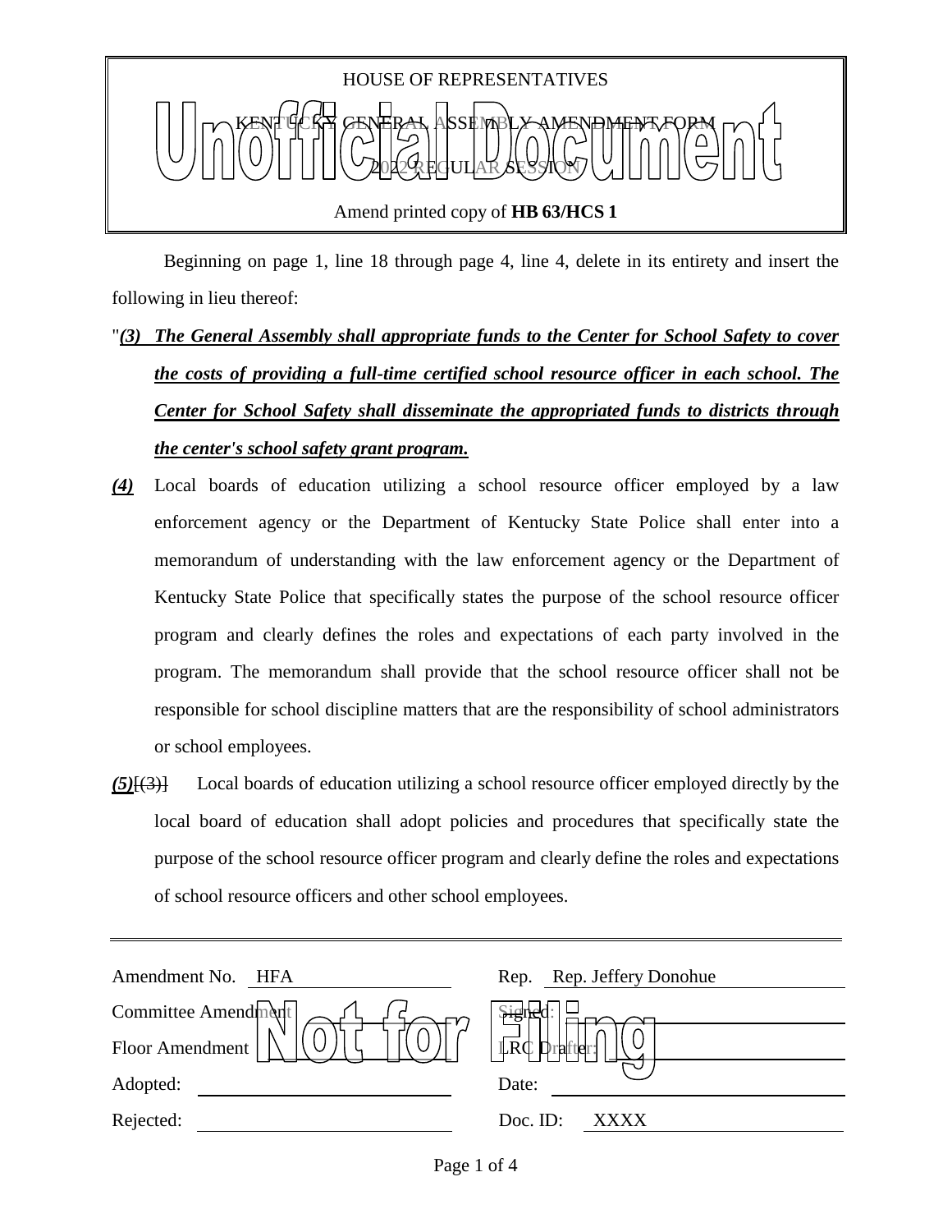HOUSE OF REPRESENTATIVES

KENTUCKY GENERAL ASSEMBLY AMENDMENT FORM

2022 REGULAR SESSION

Amend printed copy of **HB 63/HCS 1**

Beginning on page 1, line 18 through page 4, line 4, delete in its entirety and insert the following in lieu thereof:

"***(3) The General Assembly shall appropriate funds to the Center for School Safety to cover the costs of providing a full-time certified school resource officer in each school. The Center for School Safety shall disseminate the appropriated funds to districts through the center's school safety grant program.***

***(4)*** Local boards of education utilizing a school resource officer employed by a law enforcement agency or the Department of Kentucky State Police shall enter into a memorandum of understanding with the law enforcement agency or the Department of Kentucky State Police that specifically states the purpose of the school resource officer program and clearly defines the roles and expectations of each party involved in the program. The memorandum shall provide that the school resource officer shall not be responsible for school discipline matters that are the responsibility of school administrators or school employees.

***(5)***~~[(3)]~~ Local boards of education utilizing a school resource officer employed directly by the local board of education shall adopt policies and procedures that specifically state the purpose of the school resource officer program and clearly define the roles and expectations of school resource officers and other school employees.

| | | | |
|---|---|---|---|
| Amendment No. | HFA | Rep. | Rep. Jeffery Donohue |
| Committee Amendment | | Signed: | |
| Floor Amendment | | LRC Drafter: | |
| Adopted: | | Date: | |
| Rejected: | | Doc. ID: | XXXX |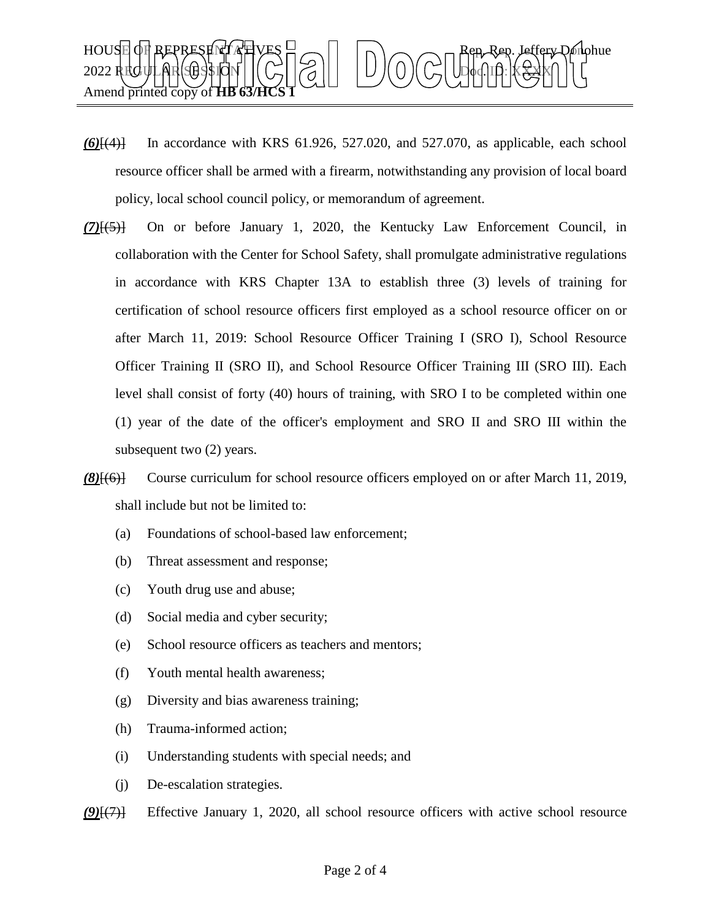***(6)***~~[(4)]~~ In accordance with KRS 61.926, 527.020, and 527.070, as applicable, each school resource officer shall be armed with a firearm, notwithstanding any provision of local board policy, local school council policy, or memorandum of agreement.

***(7)***~~[(5)]~~ On or before January 1, 2020, the Kentucky Law Enforcement Council, in collaboration with the Center for School Safety, shall promulgate administrative regulations in accordance with KRS Chapter 13A to establish three (3) levels of training for certification of school resource officers first employed as a school resource officer on or after March 11, 2019: School Resource Officer Training I (SRO I), School Resource Officer Training II (SRO II), and School Resource Officer Training III (SRO III). Each level shall consist of forty (40) hours of training, with SRO I to be completed within one (1) year of the date of the officer's employment and SRO II and SRO III within the subsequent two (2) years.

***(8)***~~[(6)]~~ Course curriculum for school resource officers employed on or after March 11, 2019, shall include but not be limited to:

(a) Foundations of school-based law enforcement;

(b) Threat assessment and response;

(c) Youth drug use and abuse;

(d) Social media and cyber security;

(e) School resource officers as teachers and mentors;

(f) Youth mental health awareness;

(g) Diversity and bias awareness training;

(h) Trauma-informed action;

(i) Understanding students with special needs; and

(j) De-escalation strategies.

***(9)***~~[(7)]~~ Effective January 1, 2020, all school resource officers with active school resource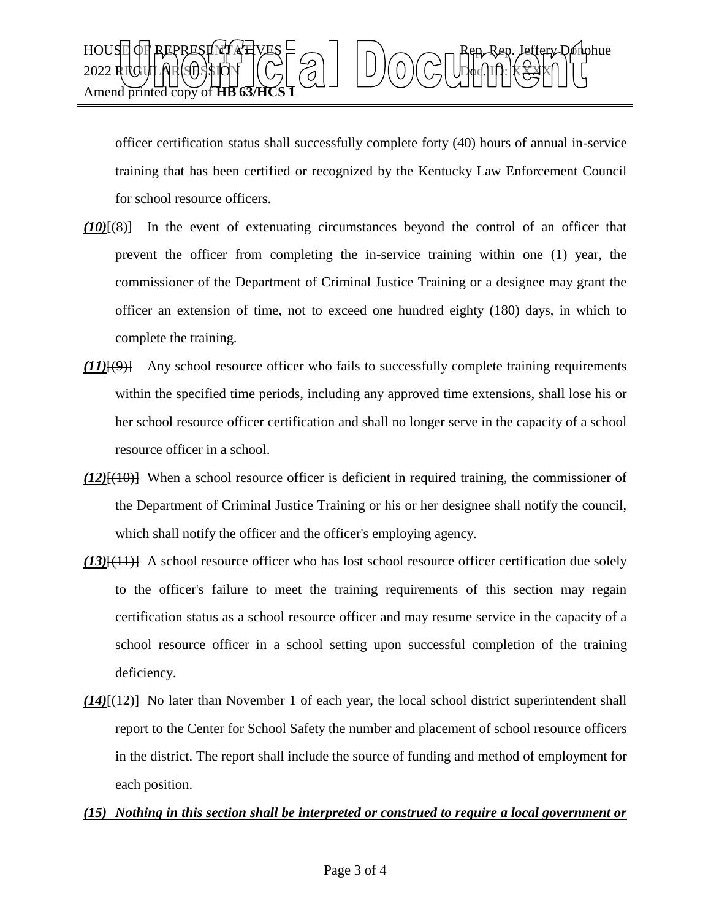officer certification status shall successfully complete forty (40) hours of annual in-service training that has been certified or recognized by the Kentucky Law Enforcement Council for school resource officers.

***(10)***[(8)] In the event of extenuating circumstances beyond the control of an officer that prevent the officer from completing the in-service training within one (1) year, the commissioner of the Department of Criminal Justice Training or a designee may grant the officer an extension of time, not to exceed one hundred eighty (180) days, in which to complete the training.

***(11)***[(9)] Any school resource officer who fails to successfully complete training requirements within the specified time periods, including any approved time extensions, shall lose his or her school resource officer certification and shall no longer serve in the capacity of a school resource officer in a school.

***(12)***[(10)] When a school resource officer is deficient in required training, the commissioner of the Department of Criminal Justice Training or his or her designee shall notify the council, which shall notify the officer and the officer's employing agency.

***(13)***[(11)] A school resource officer who has lost school resource officer certification due solely to the officer's failure to meet the training requirements of this section may regain certification status as a school resource officer and may resume service in the capacity of a school resource officer in a school setting upon successful completion of the training deficiency.

***(14)***[(12)] No later than November 1 of each year, the local school district superintendent shall report to the Center for School Safety the number and placement of school resource officers in the district. The report shall include the source of funding and method of employment for each position.

***(15) Nothing in this section shall be interpreted or construed to require a local government or***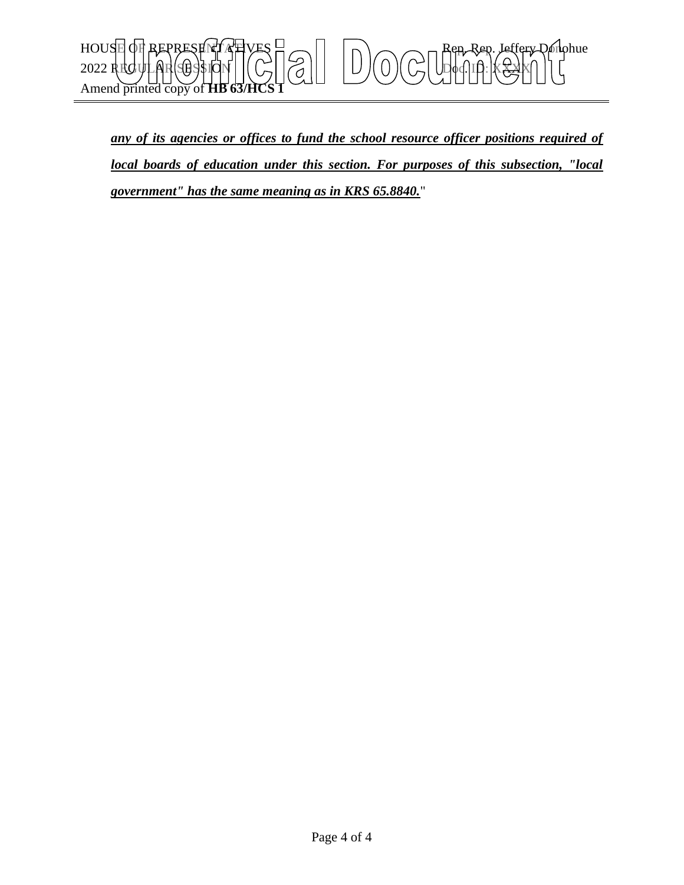***any of its agencies or offices to fund the school resource officer positions required of local boards of education under this section. For purposes of this subsection, "local government" has the same meaning as in KRS 65.8840.***"